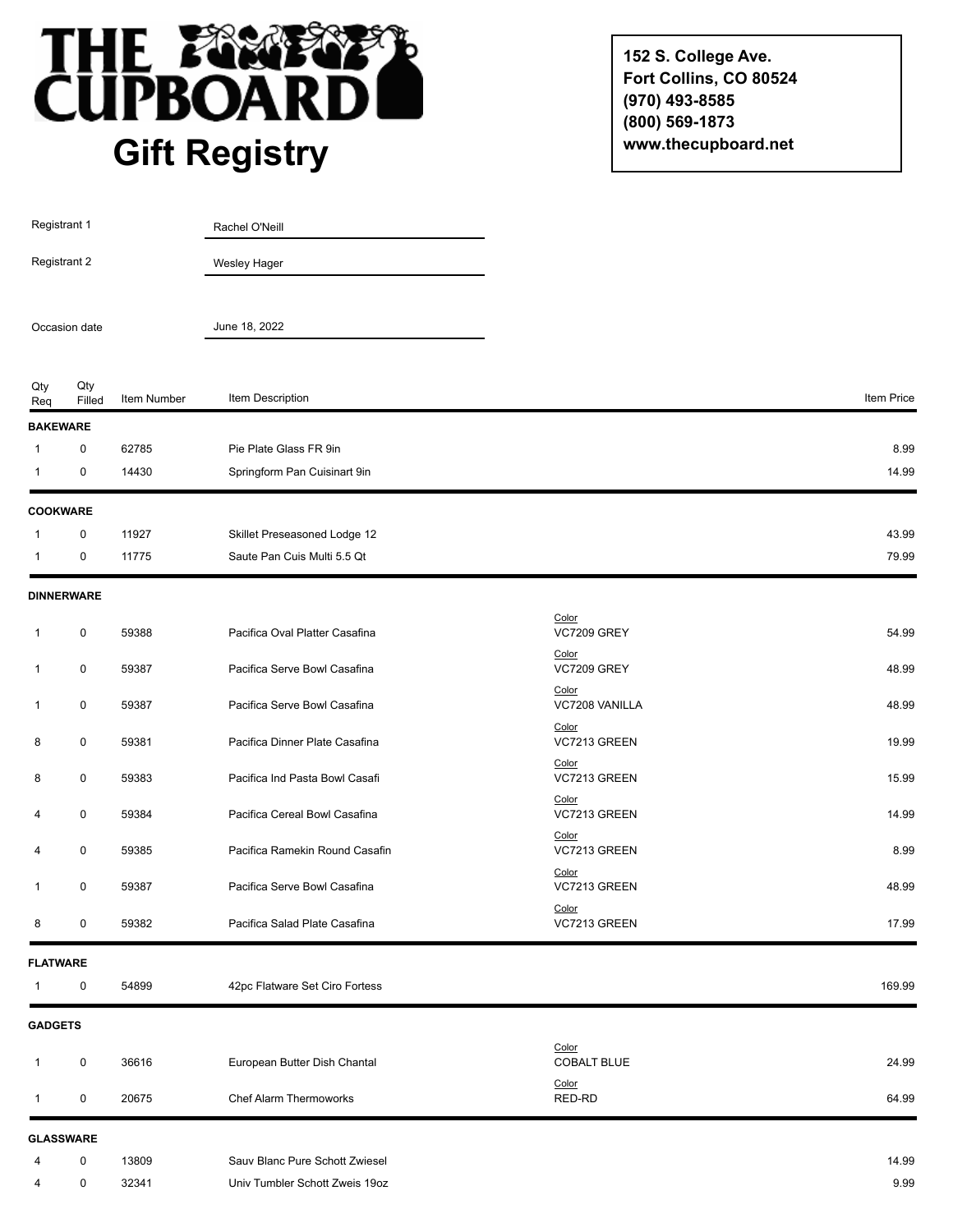# THE CUPBOARD

## Gift Registry

152 S. College Ave.
Fort Collins, CO 80524
(970) 493-8585
(800) 569-1873
www.thecupboard.net

Registrant 1: Rachel O'Neill

Registrant 2: Wesley Hager

Occasion date: June 18, 2022

| Qty Req | Qty Filled | Item Number | Item Description | | Item Price |
|---|---|---|---|---|---|
| **BAKEWARE** | | | | | |
| 1 | 0 | 62785 | Pie Plate Glass FR 9in | | 8.99 |
| 1 | 0 | 14430 | Springform Pan Cuisinart 9in | | 14.99 |
| **COOKWARE** | | | | | |
| 1 | 0 | 11927 | Skillet Preseasoned Lodge 12 | | 43.99 |
| 1 | 0 | 11775 | Saute Pan Cuis Multi 5.5 Qt | | 79.99 |
| **DINNERWARE** | | | | | |
| 1 | 0 | 59388 | Pacifica Oval Platter Casafina | Color: VC7209 GREY | 54.99 |
| 1 | 0 | 59387 | Pacifica Serve Bowl Casafina | Color: VC7209 GREY | 48.99 |
| 1 | 0 | 59387 | Pacifica Serve Bowl Casafina | Color: VC7208 VANILLA | 48.99 |
| 8 | 0 | 59381 | Pacifica Dinner Plate Casafina | Color: VC7213 GREEN | 19.99 |
| 8 | 0 | 59383 | Pacifica Ind Pasta Bowl Casafi | Color: VC7213 GREEN | 15.99 |
| 4 | 0 | 59384 | Pacifica Cereal Bowl Casafina | Color: VC7213 GREEN | 14.99 |
| 4 | 0 | 59385 | Pacifica Ramekin Round Casafin | Color: VC7213 GREEN | 8.99 |
| 1 | 0 | 59387 | Pacifica Serve Bowl Casafina | Color: VC7213 GREEN | 48.99 |
| 8 | 0 | 59382 | Pacifica Salad Plate Casafina | Color: VC7213 GREEN | 17.99 |
| **FLATWARE** | | | | | |
| 1 | 0 | 54899 | 42pc Flatware Set Ciro Fortess | | 169.99 |
| **GADGETS** | | | | | |
| 1 | 0 | 36616 | European Butter Dish Chantal | Color: COBALT BLUE | 24.99 |
| 1 | 0 | 20675 | Chef Alarm Thermoworks | Color: RED-RD | 64.99 |
| **GLASSWARE** | | | | | |
| 4 | 0 | 13809 | Sauv Blanc Pure Schott Zwiesel | | 14.99 |
| 4 | 0 | 32341 | Univ Tumbler Schott Zweis 19oz | | 9.99 |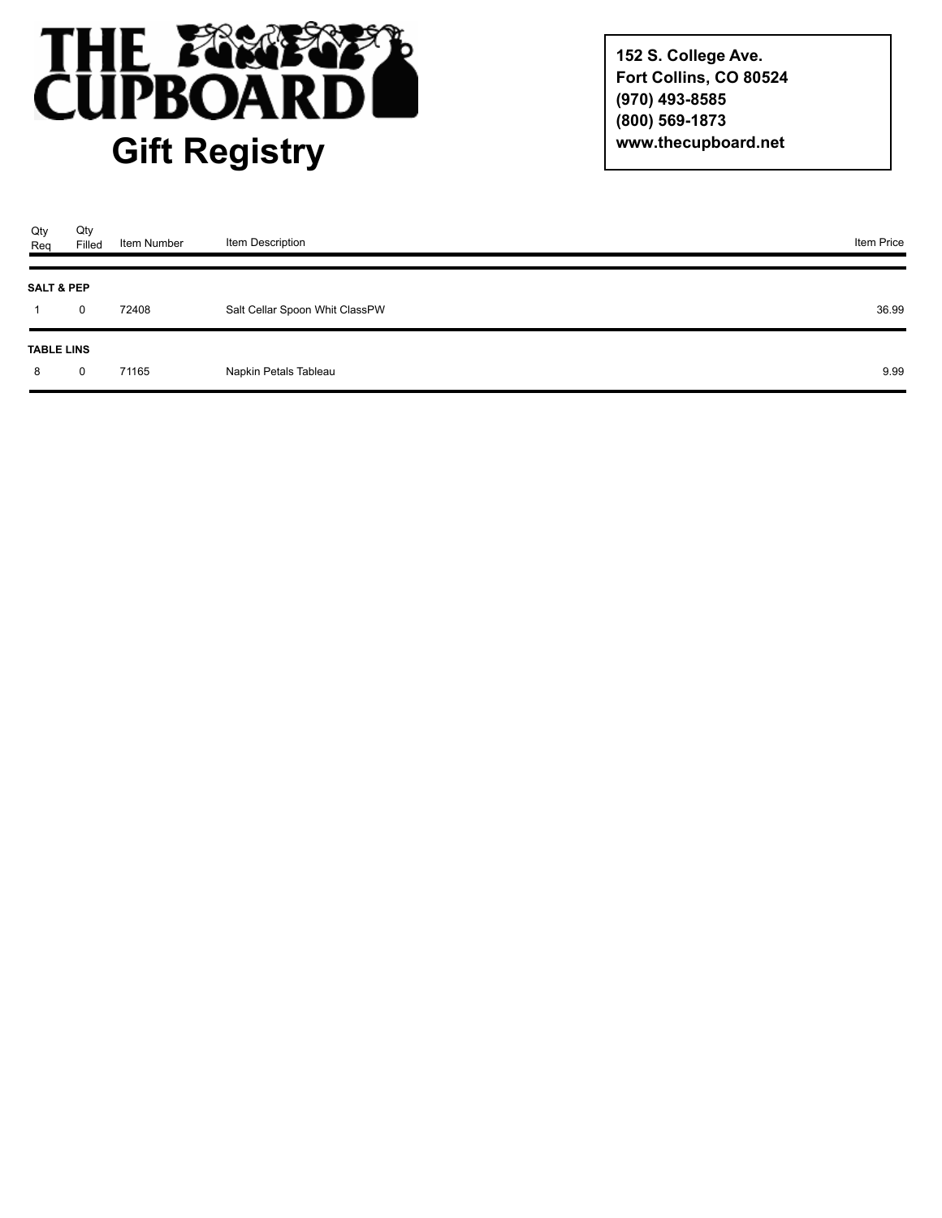# THE CUPBOARD

## Gift Registry

**152 S. College Ave.**
**Fort Collins, CO 80524**
**(970) 493-8585**
**(800) 569-1873**
**www.thecupboard.net**

| Qty Req | Qty Filled | Item Number | Item Description | Item Price |
|---|---|---|---|---|
| **SALT & PEP** | | | | |
| 1 | 0 | 72408 | Salt Cellar Spoon Whit ClassPW | 36.99 |
| **TABLE LINS** | | | | |
| 8 | 0 | 71165 | Napkin Petals Tableau | 9.99 |